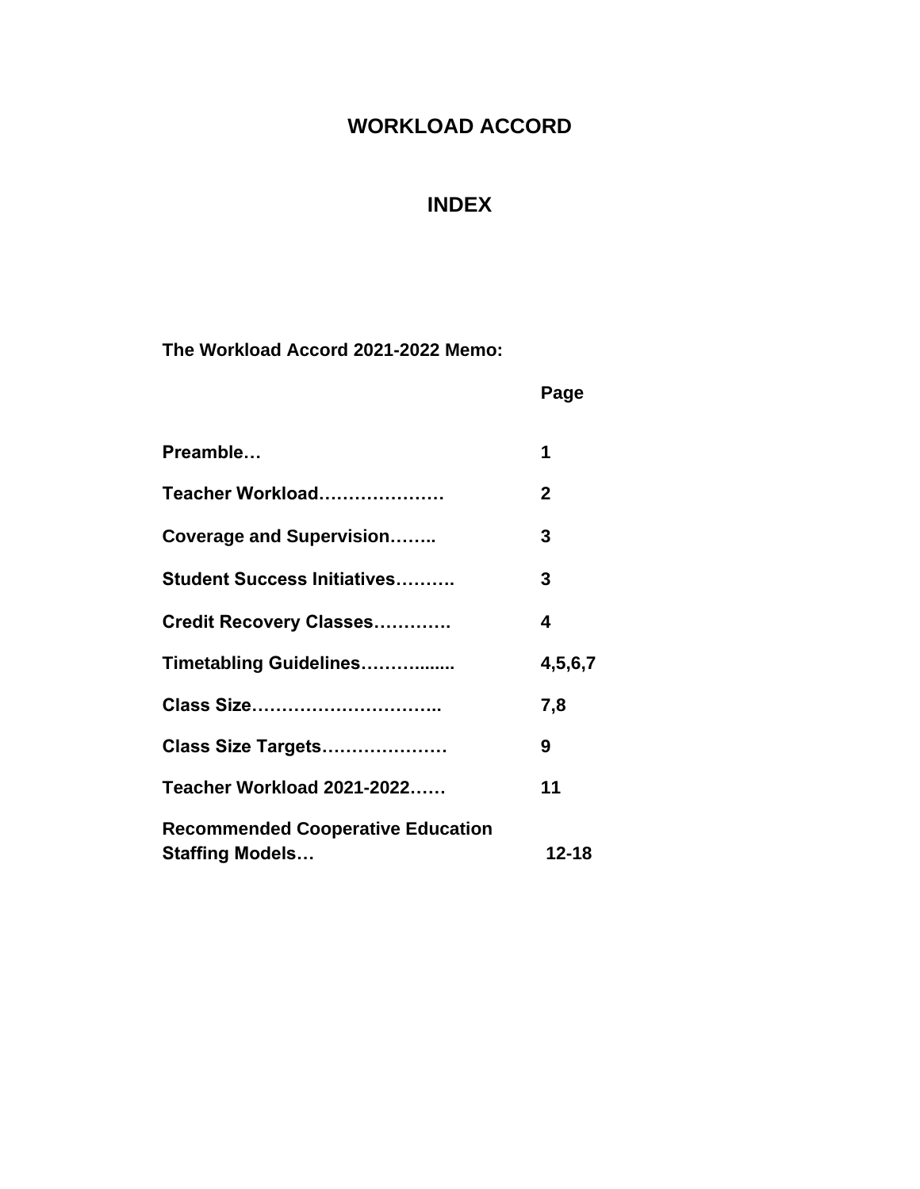# WORKLOAD ACCORD

## INDEX

**The Workload Accord 2021-2022 Memo:**

| | **Page** |
|---|---|
| **Preamble…** | **1** |
| **Teacher Workload…………………** | **2** |
| **Coverage and Supervision……..** | **3** |
| **Student Success Initiatives……….** | **3** |
| **Credit Recovery Classes………….** | **4** |
| **Timetabling Guidelines…………......** | **4,5,6,7** |
| **Class Size…………………………..** | **7,8** |
| **Class Size Targets…………………** | **9** |
| **Teacher Workload 2021-2022……** | **11** |
| **Recommended Cooperative Education Staffing Models…** | **12-18** |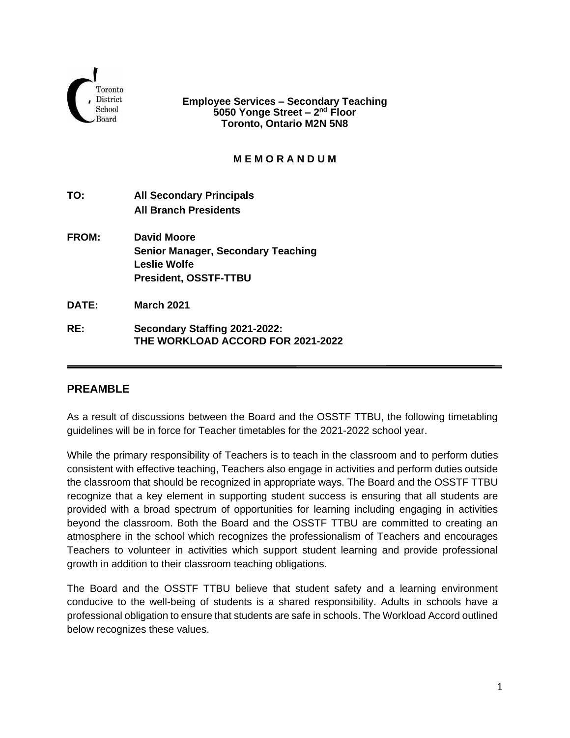Toronto District School Board

**Employee Services – Secondary Teaching**
**5050 Yonge Street – 2nd Floor**
**Toronto, Ontario M2N 5N8**

**M E M O R A N D U M**

**TO:** **All Secondary Principals**
**All Branch Presidents**

**FROM:** **David Moore**
**Senior Manager, Secondary Teaching**
**Leslie Wolfe**
**President, OSSTF-TTBU**

**DATE:** **March 2021**

**RE:** **Secondary Staffing 2021-2022:**
**THE WORKLOAD ACCORD FOR 2021-2022**

---

## PREAMBLE

As a result of discussions between the Board and the OSSTF TTBU, the following timetabling guidelines will be in force for Teacher timetables for the 2021-2022 school year.

While the primary responsibility of Teachers is to teach in the classroom and to perform duties consistent with effective teaching, Teachers also engage in activities and perform duties outside the classroom that should be recognized in appropriate ways. The Board and the OSSTF TTBU recognize that a key element in supporting student success is ensuring that all students are provided with a broad spectrum of opportunities for learning including engaging in activities beyond the classroom. Both the Board and the OSSTF TTBU are committed to creating an atmosphere in the school which recognizes the professionalism of Teachers and encourages Teachers to volunteer in activities which support student learning and provide professional growth in addition to their classroom teaching obligations.

The Board and the OSSTF TTBU believe that student safety and a learning environment conducive to the well-being of students is a shared responsibility. Adults in schools have a professional obligation to ensure that students are safe in schools. The Workload Accord outlined below recognizes these values.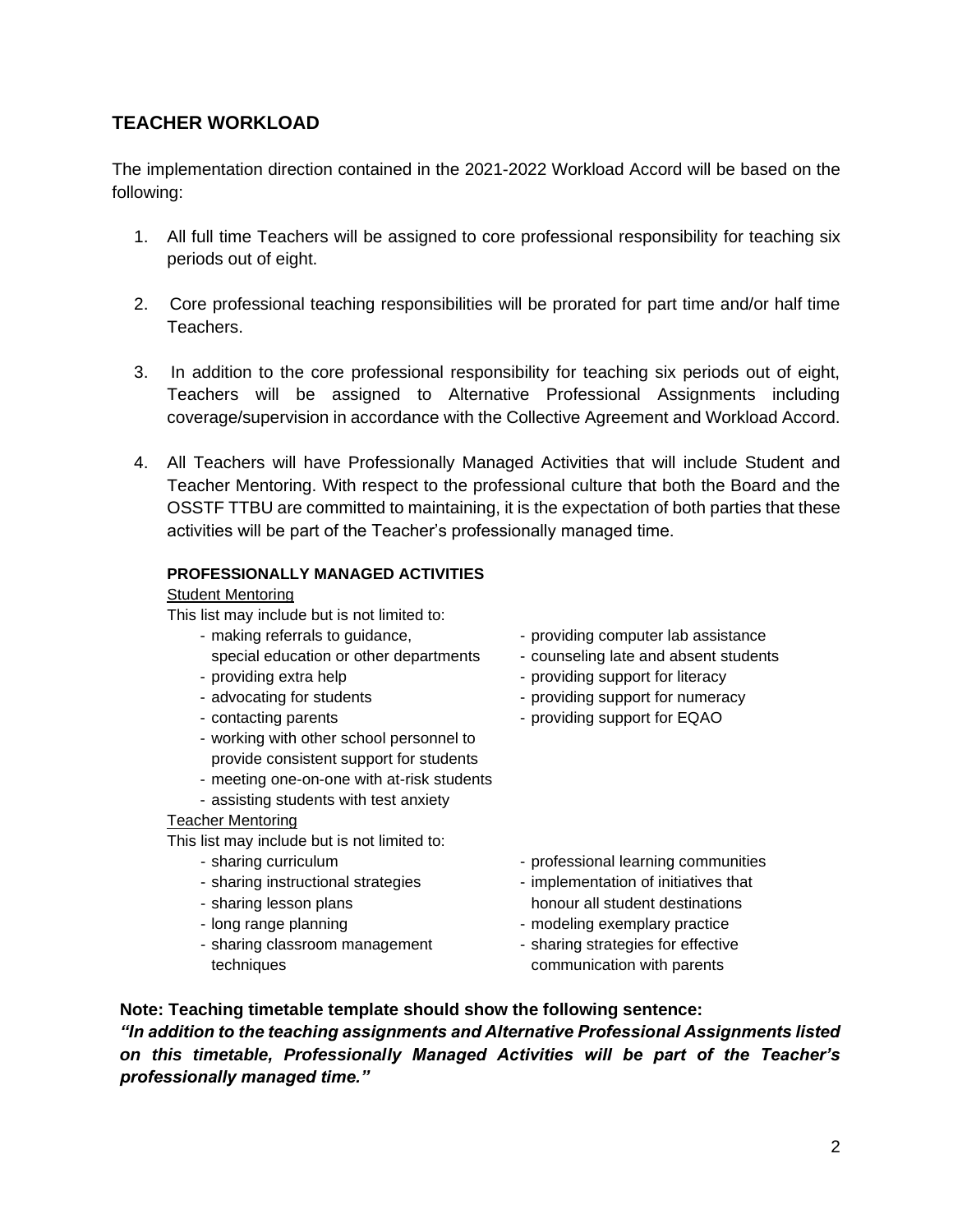## TEACHER WORKLOAD

The implementation direction contained in the 2021-2022 Workload Accord will be based on the following:

1. All full time Teachers will be assigned to core professional responsibility for teaching six periods out of eight.

2. Core professional teaching responsibilities will be prorated for part time and/or half time Teachers.

3. In addition to the core professional responsibility for teaching six periods out of eight, Teachers will be assigned to Alternative Professional Assignments including coverage/supervision in accordance with the Collective Agreement and Workload Accord.

4. All Teachers will have Professionally Managed Activities that will include Student and Teacher Mentoring. With respect to the professional culture that both the Board and the OSSTF TTBU are committed to maintaining, it is the expectation of both parties that these activities will be part of the Teacher's professionally managed time.

**PROFESSIONALLY MANAGED ACTIVITIES**

Student Mentoring

This list may include but is not limited to:

- making referrals to guidance, special education or other departments
- providing extra help
- advocating for students
- contacting parents
- working with other school personnel to provide consistent support for students
- meeting one-on-one with at-risk students
- assisting students with test anxiety
- providing computer lab assistance
- counseling late and absent students
- providing support for literacy
- providing support for numeracy
- providing support for EQAO

Teacher Mentoring

This list may include but is not limited to:

- sharing curriculum
- sharing instructional strategies
- sharing lesson plans
- long range planning
- sharing classroom management techniques
- professional learning communities
- implementation of initiatives that honour all student destinations
- modeling exemplary practice
- sharing strategies for effective communication with parents

**Note: Teaching timetable template should show the following sentence:**

***"In addition to the teaching assignments and Alternative Professional Assignments listed on this timetable, Professionally Managed Activities will be part of the Teacher's professionally managed time."***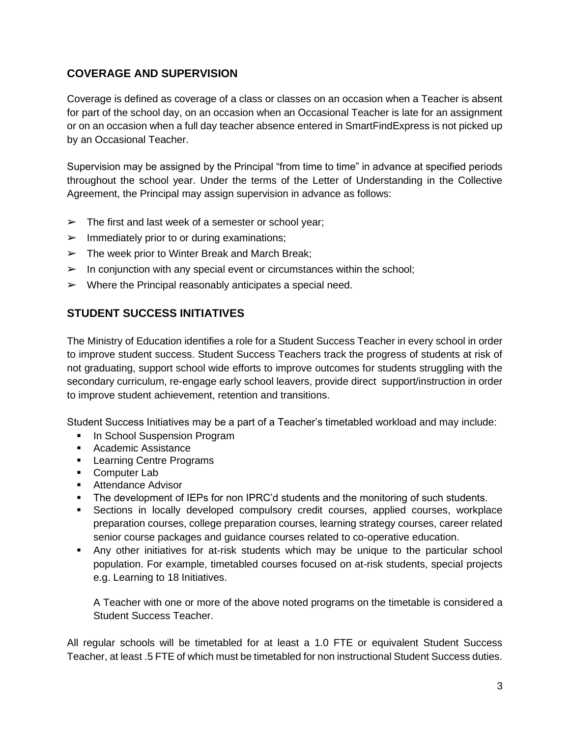## COVERAGE AND SUPERVISION

Coverage is defined as coverage of a class or classes on an occasion when a Teacher is absent for part of the school day, on an occasion when an Occasional Teacher is late for an assignment or on an occasion when a full day teacher absence entered in SmartFindExpress is not picked up by an Occasional Teacher.

Supervision may be assigned by the Principal "from time to time" in advance at specified periods throughout the school year. Under the terms of the Letter of Understanding in the Collective Agreement, the Principal may assign supervision in advance as follows:

- The first and last week of a semester or school year;
- Immediately prior to or during examinations;
- The week prior to Winter Break and March Break;
- In conjunction with any special event or circumstances within the school;
- Where the Principal reasonably anticipates a special need.

## STUDENT SUCCESS INITIATIVES

The Ministry of Education identifies a role for a Student Success Teacher in every school in order to improve student success. Student Success Teachers track the progress of students at risk of not graduating, support school wide efforts to improve outcomes for students struggling with the secondary curriculum, re-engage early school leavers, provide direct support/instruction in order to improve student achievement, retention and transitions.

Student Success Initiatives may be a part of a Teacher's timetabled workload and may include:

- In School Suspension Program
- Academic Assistance
- Learning Centre Programs
- Computer Lab
- Attendance Advisor
- The development of IEPs for non IPRC'd students and the monitoring of such students.
- Sections in locally developed compulsory credit courses, applied courses, workplace preparation courses, college preparation courses, learning strategy courses, career related senior course packages and guidance courses related to co-operative education.
- Any other initiatives for at-risk students which may be unique to the particular school population. For example, timetabled courses focused on at-risk students, special projects e.g. Learning to 18 Initiatives.

  A Teacher with one or more of the above noted programs on the timetable is considered a Student Success Teacher.

All regular schools will be timetabled for at least a 1.0 FTE or equivalent Student Success Teacher, at least .5 FTE of which must be timetabled for non instructional Student Success duties.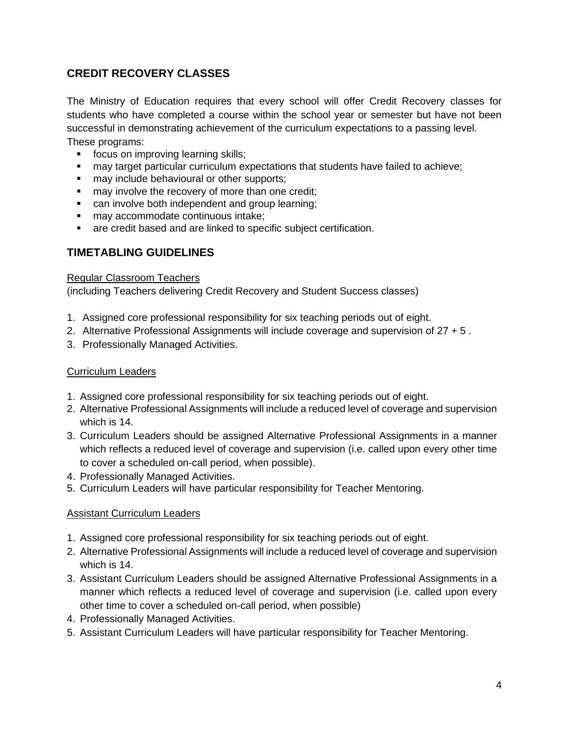## CREDIT RECOVERY CLASSES

The Ministry of Education requires that every school will offer Credit Recovery classes for students who have completed a course within the school year or semester but have not been successful in demonstrating achievement of the curriculum expectations to a passing level.
These programs:

- focus on improving learning skills;
- may target particular curriculum expectations that students have failed to achieve;
- may include behavioural or other supports;
- may involve the recovery of more than one credit;
- can involve both independent and group learning;
- may accommodate continuous intake;
- are credit based and are linked to specific subject certification.

## TIMETABLING GUIDELINES

<u>Regular Classroom Teachers</u>
(including Teachers delivering Credit Recovery and Student Success classes)

1. Assigned core professional responsibility for six teaching periods out of eight.
2. Alternative Professional Assignments will include coverage and supervision of 27 + 5 .
3. Professionally Managed Activities.

<u>Curriculum Leaders</u>

1. Assigned core professional responsibility for six teaching periods out of eight.
2. Alternative Professional Assignments will include a reduced level of coverage and supervision which is 14.
3. Curriculum Leaders should be assigned Alternative Professional Assignments in a manner which reflects a reduced level of coverage and supervision (i.e. called upon every other time to cover a scheduled on-call period, when possible).
4. Professionally Managed Activities.
5. Curriculum Leaders will have particular responsibility for Teacher Mentoring.

<u>Assistant Curriculum Leaders</u>

1. Assigned core professional responsibility for six teaching periods out of eight.
2. Alternative Professional Assignments will include a reduced level of coverage and supervision which is 14.
3. Assistant Curriculum Leaders should be assigned Alternative Professional Assignments in a manner which reflects a reduced level of coverage and supervision (i.e. called upon every other time to cover a scheduled on-call period, when possible)
4. Professionally Managed Activities.
5. Assistant Curriculum Leaders will have particular responsibility for Teacher Mentoring.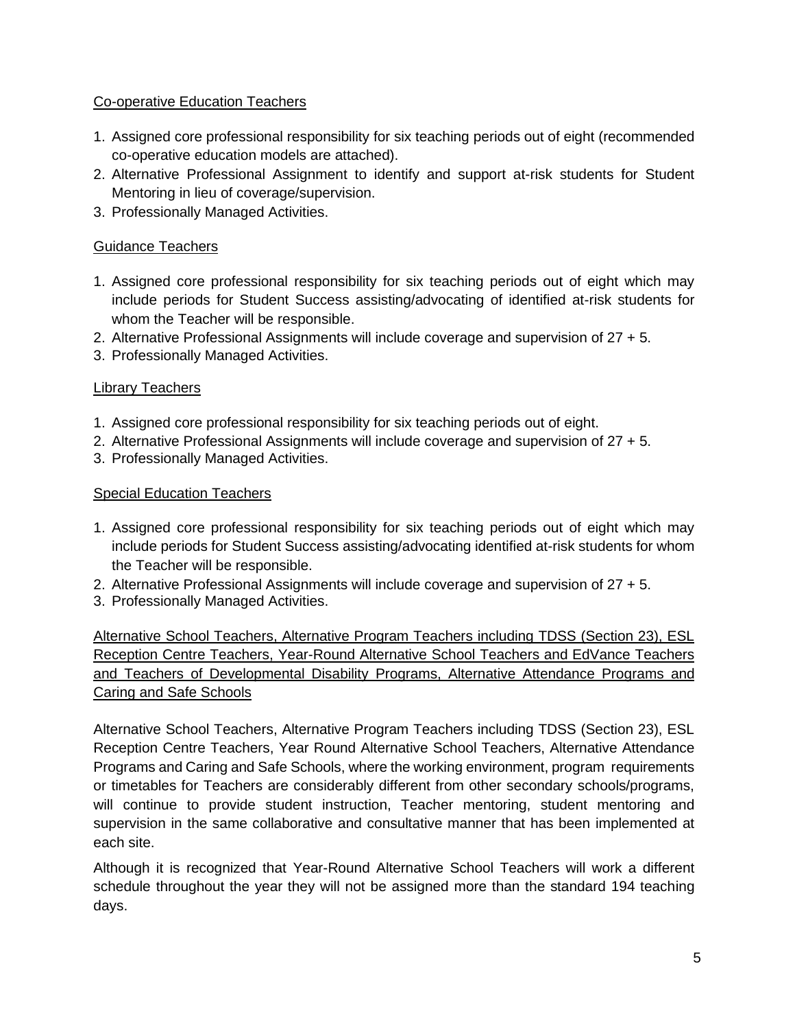Co-operative Education Teachers

1. Assigned core professional responsibility for six teaching periods out of eight (recommended co-operative education models are attached).
2. Alternative Professional Assignment to identify and support at-risk students for Student Mentoring in lieu of coverage/supervision.
3. Professionally Managed Activities.

Guidance Teachers

1. Assigned core professional responsibility for six teaching periods out of eight which may include periods for Student Success assisting/advocating of identified at-risk students for whom the Teacher will be responsible.
2. Alternative Professional Assignments will include coverage and supervision of 27 + 5.
3. Professionally Managed Activities.

Library Teachers

1. Assigned core professional responsibility for six teaching periods out of eight.
2. Alternative Professional Assignments will include coverage and supervision of 27 + 5.
3. Professionally Managed Activities.

Special Education Teachers

1. Assigned core professional responsibility for six teaching periods out of eight which may include periods for Student Success assisting/advocating identified at-risk students for whom the Teacher will be responsible.
2. Alternative Professional Assignments will include coverage and supervision of 27 + 5.
3. Professionally Managed Activities.

Alternative School Teachers, Alternative Program Teachers including TDSS (Section 23), ESL Reception Centre Teachers, Year-Round Alternative School Teachers and EdVance Teachers and Teachers of Developmental Disability Programs, Alternative Attendance Programs and Caring and Safe Schools

Alternative School Teachers, Alternative Program Teachers including TDSS (Section 23), ESL Reception Centre Teachers, Year Round Alternative School Teachers, Alternative Attendance Programs and Caring and Safe Schools, where the working environment, program requirements or timetables for Teachers are considerably different from other secondary schools/programs, will continue to provide student instruction, Teacher mentoring, student mentoring and supervision in the same collaborative and consultative manner that has been implemented at each site.

Although it is recognized that Year-Round Alternative School Teachers will work a different schedule throughout the year they will not be assigned more than the standard 194 teaching days.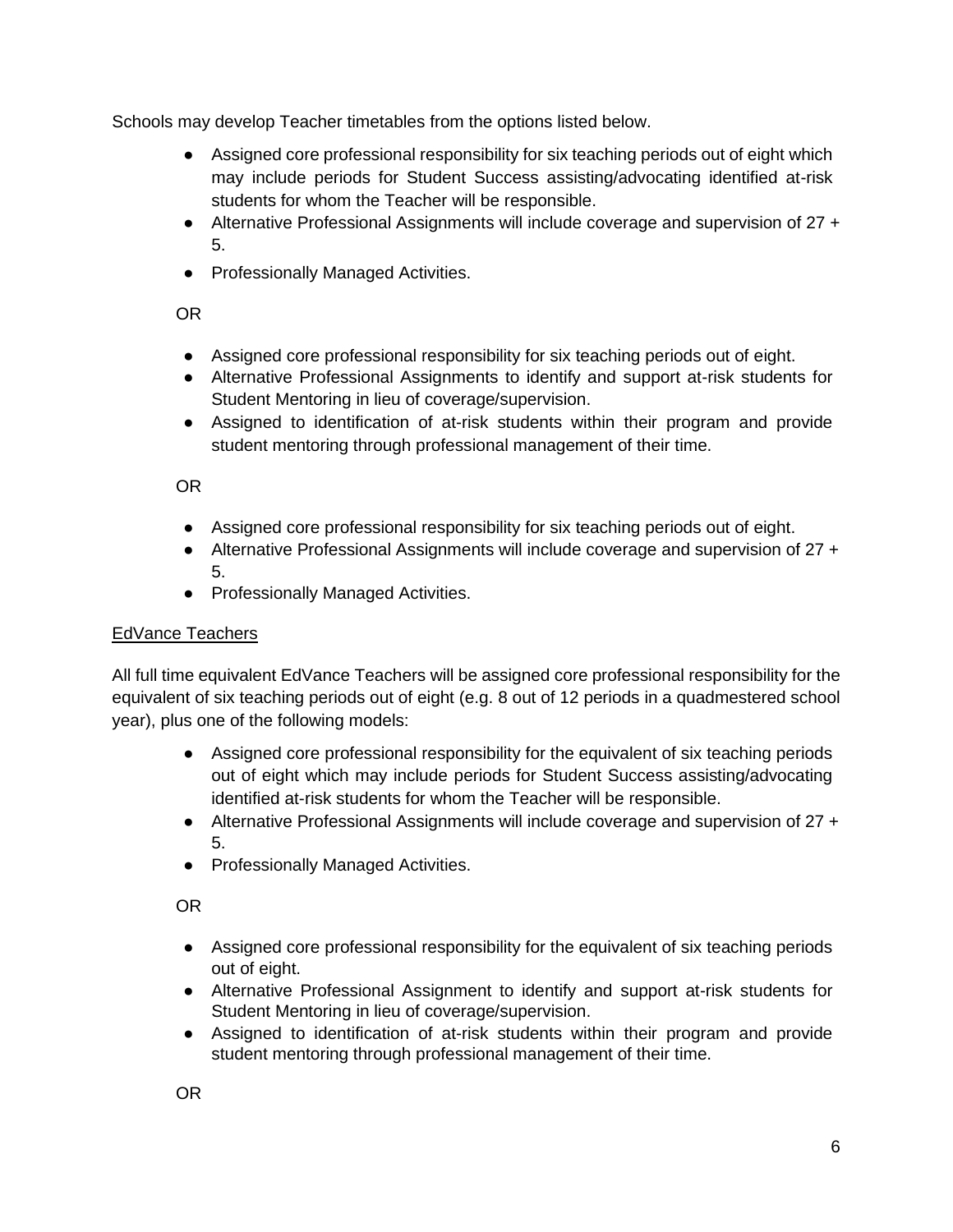Schools may develop Teacher timetables from the options listed below.

- Assigned core professional responsibility for six teaching periods out of eight which may include periods for Student Success assisting/advocating identified at-risk students for whom the Teacher will be responsible.
- Alternative Professional Assignments will include coverage and supervision of 27 + 5.
- Professionally Managed Activities.

OR

- Assigned core professional responsibility for six teaching periods out of eight.
- Alternative Professional Assignments to identify and support at-risk students for Student Mentoring in lieu of coverage/supervision.
- Assigned to identification of at-risk students within their program and provide student mentoring through professional management of their time.

OR

- Assigned core professional responsibility for six teaching periods out of eight.
- Alternative Professional Assignments will include coverage and supervision of 27 + 5.
- Professionally Managed Activities.

<u>EdVance Teachers</u>

All full time equivalent EdVance Teachers will be assigned core professional responsibility for the equivalent of six teaching periods out of eight (e.g. 8 out of 12 periods in a quadmestered school year), plus one of the following models:

- Assigned core professional responsibility for the equivalent of six teaching periods out of eight which may include periods for Student Success assisting/advocating identified at-risk students for whom the Teacher will be responsible.
- Alternative Professional Assignments will include coverage and supervision of 27 + 5.
- Professionally Managed Activities.

OR

- Assigned core professional responsibility for the equivalent of six teaching periods out of eight.
- Alternative Professional Assignment to identify and support at-risk students for Student Mentoring in lieu of coverage/supervision.
- Assigned to identification of at-risk students within their program and provide student mentoring through professional management of their time.

OR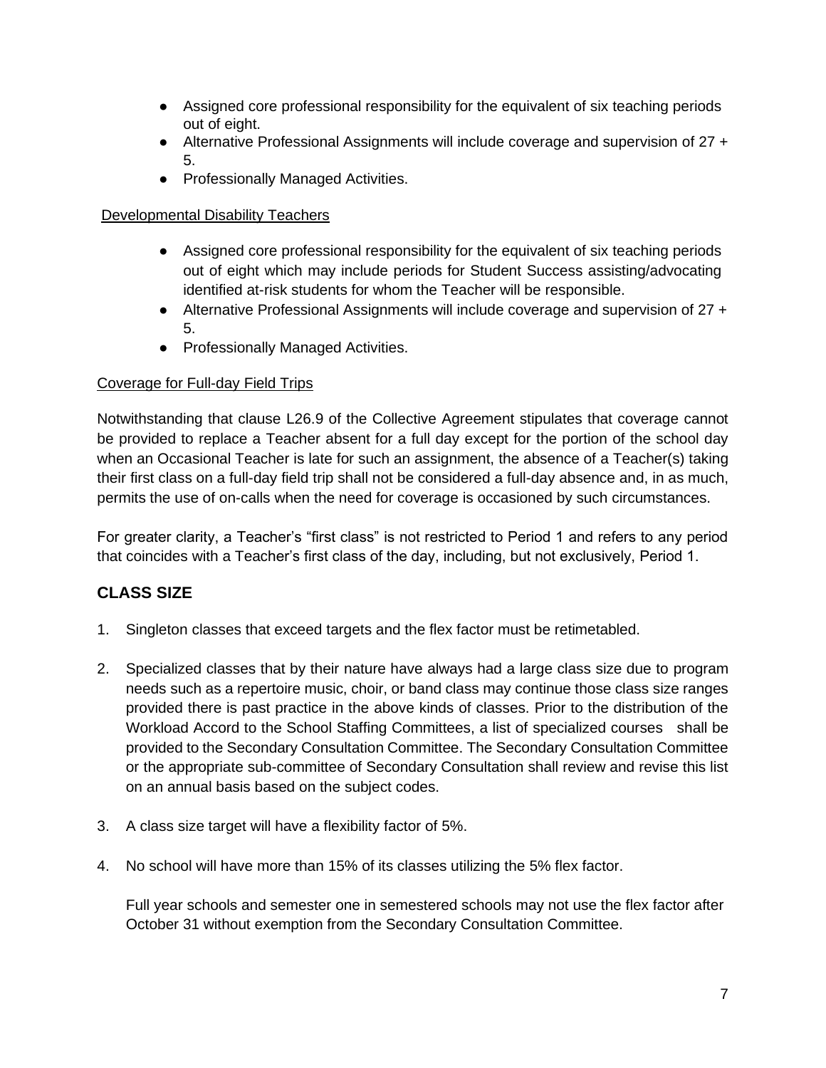- Assigned core professional responsibility for the equivalent of six teaching periods out of eight.
- Alternative Professional Assignments will include coverage and supervision of 27 + 5.
- Professionally Managed Activities.

Developmental Disability Teachers

- Assigned core professional responsibility for the equivalent of six teaching periods out of eight which may include periods for Student Success assisting/advocating identified at-risk students for whom the Teacher will be responsible.
- Alternative Professional Assignments will include coverage and supervision of 27 + 5.
- Professionally Managed Activities.

Coverage for Full-day Field Trips

Notwithstanding that clause L26.9 of the Collective Agreement stipulates that coverage cannot be provided to replace a Teacher absent for a full day except for the portion of the school day when an Occasional Teacher is late for such an assignment, the absence of a Teacher(s) taking their first class on a full-day field trip shall not be considered a full-day absence and, in as much, permits the use of on-calls when the need for coverage is occasioned by such circumstances.

For greater clarity, a Teacher's "first class" is not restricted to Period 1 and refers to any period that coincides with a Teacher's first class of the day, including, but not exclusively, Period 1.

## CLASS SIZE

1. Singleton classes that exceed targets and the flex factor must be retimetabled.

2. Specialized classes that by their nature have always had a large class size due to program needs such as a repertoire music, choir, or band class may continue those class size ranges provided there is past practice in the above kinds of classes. Prior to the distribution of the Workload Accord to the School Staffing Committees, a list of specialized courses shall be provided to the Secondary Consultation Committee. The Secondary Consultation Committee or the appropriate sub-committee of Secondary Consultation shall review and revise this list on an annual basis based on the subject codes.

3. A class size target will have a flexibility factor of 5%.

4. No school will have more than 15% of its classes utilizing the 5% flex factor.

   Full year schools and semester one in semestered schools may not use the flex factor after October 31 without exemption from the Secondary Consultation Committee.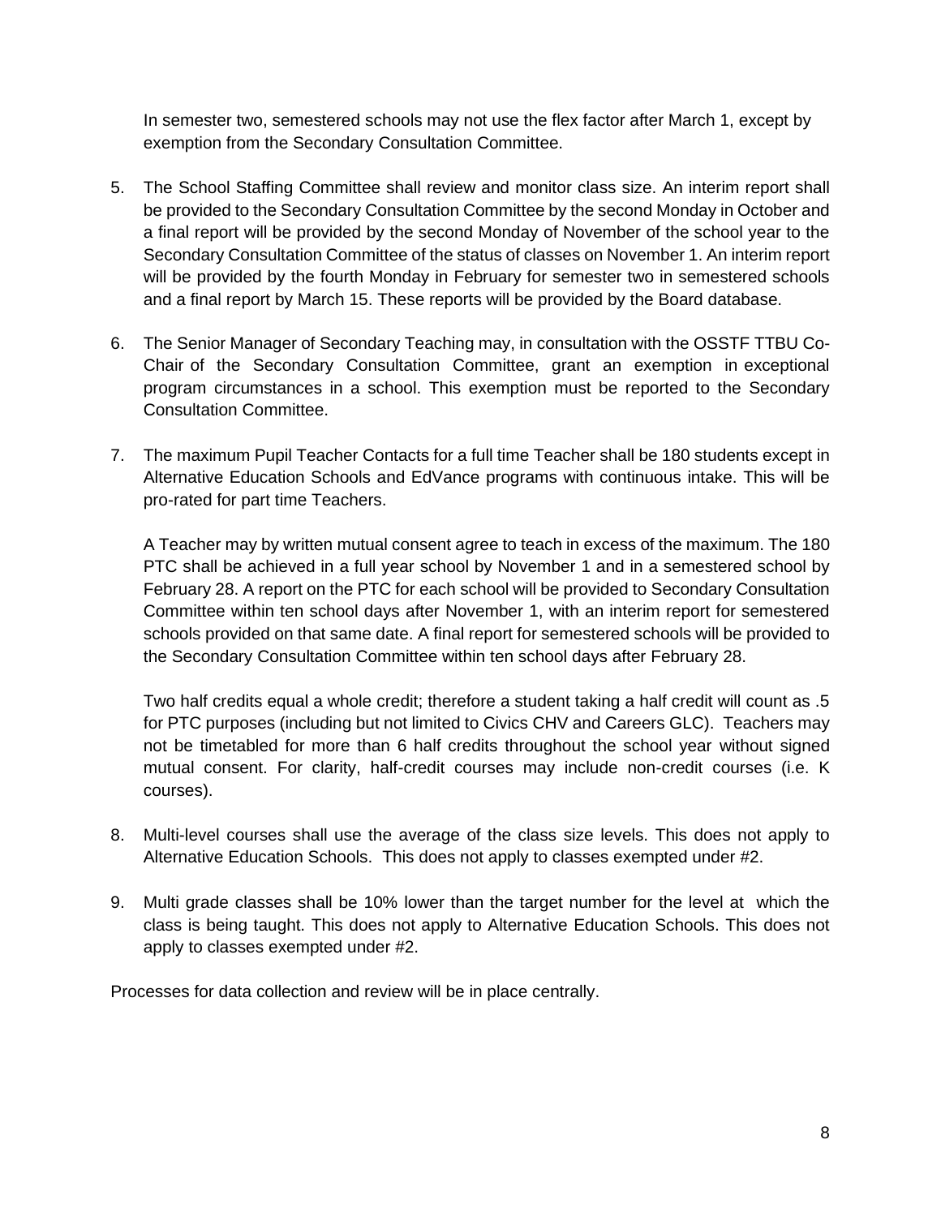In semester two, semestered schools may not use the flex factor after March 1, except by exemption from the Secondary Consultation Committee.

5. The School Staffing Committee shall review and monitor class size. An interim report shall be provided to the Secondary Consultation Committee by the second Monday in October and a final report will be provided by the second Monday of November of the school year to the Secondary Consultation Committee of the status of classes on November 1. An interim report will be provided by the fourth Monday in February for semester two in semestered schools and a final report by March 15. These reports will be provided by the Board database.

6. The Senior Manager of Secondary Teaching may, in consultation with the OSSTF TTBU Co-Chair of the Secondary Consultation Committee, grant an exemption in exceptional program circumstances in a school. This exemption must be reported to the Secondary Consultation Committee.

7. The maximum Pupil Teacher Contacts for a full time Teacher shall be 180 students except in Alternative Education Schools and EdVance programs with continuous intake. This will be pro-rated for part time Teachers.

   A Teacher may by written mutual consent agree to teach in excess of the maximum. The 180 PTC shall be achieved in a full year school by November 1 and in a semestered school by February 28. A report on the PTC for each school will be provided to Secondary Consultation Committee within ten school days after November 1, with an interim report for semestered schools provided on that same date. A final report for semestered schools will be provided to the Secondary Consultation Committee within ten school days after February 28.

   Two half credits equal a whole credit; therefore a student taking a half credit will count as .5 for PTC purposes (including but not limited to Civics CHV and Careers GLC). Teachers may not be timetabled for more than 6 half credits throughout the school year without signed mutual consent. For clarity, half-credit courses may include non-credit courses (i.e. K courses).

8. Multi-level courses shall use the average of the class size levels. This does not apply to Alternative Education Schools. This does not apply to classes exempted under #2.

9. Multi grade classes shall be 10% lower than the target number for the level at which the class is being taught. This does not apply to Alternative Education Schools. This does not apply to classes exempted under #2.

Processes for data collection and review will be in place centrally.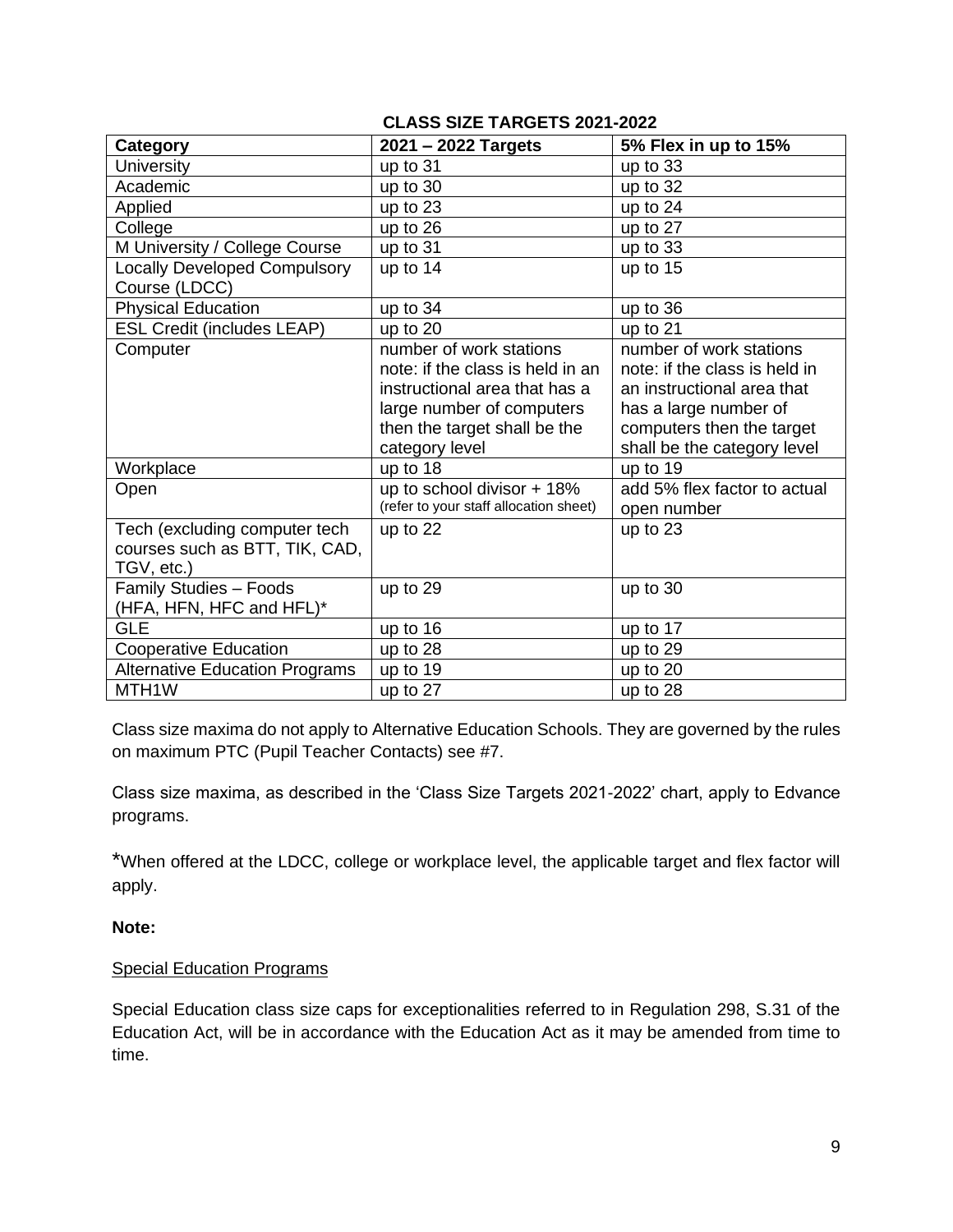**CLASS SIZE TARGETS 2021-2022**

| Category | 2021 – 2022 Targets | 5% Flex in up to 15% |
|---|---|---|
| University | up to 31 | up to 33 |
| Academic | up to 30 | up to 32 |
| Applied | up to 23 | up to 24 |
| College | up to 26 | up to 27 |
| M University / College Course | up to 31 | up to 33 |
| Locally Developed Compulsory Course (LDCC) | up to 14 | up to 15 |
| Physical Education | up to 34 | up to 36 |
| ESL Credit (includes LEAP) | up to 20 | up to 21 |
| Computer | number of work stations note: if the class is held in an instructional area that has a large number of computers then the target shall be the category level | number of work stations note: if the class is held in an instructional area that has a large number of computers then the target shall be the category level |
| Workplace | up to 18 | up to 19 |
| Open | up to school divisor + 18% (refer to your staff allocation sheet) | add 5% flex factor to actual open number |
| Tech (excluding computer tech courses such as BTT, TIK, CAD, TGV, etc.) | up to 22 | up to 23 |
| Family Studies – Foods (HFA, HFN, HFC and HFL)* | up to 29 | up to 30 |
| GLE | up to 16 | up to 17 |
| Cooperative Education | up to 28 | up to 29 |
| Alternative Education Programs | up to 19 | up to 20 |
| MTH1W | up to 27 | up to 28 |

Class size maxima do not apply to Alternative Education Schools. They are governed by the rules on maximum PTC (Pupil Teacher Contacts) see #7.

Class size maxima, as described in the 'Class Size Targets 2021-2022' chart, apply to Edvance programs.

*When offered at the LDCC, college or workplace level, the applicable target and flex factor will apply.

**Note:**

Special Education Programs

Special Education class size caps for exceptionalities referred to in Regulation 298, S.31 of the Education Act, will be in accordance with the Education Act as it may be amended from time to time.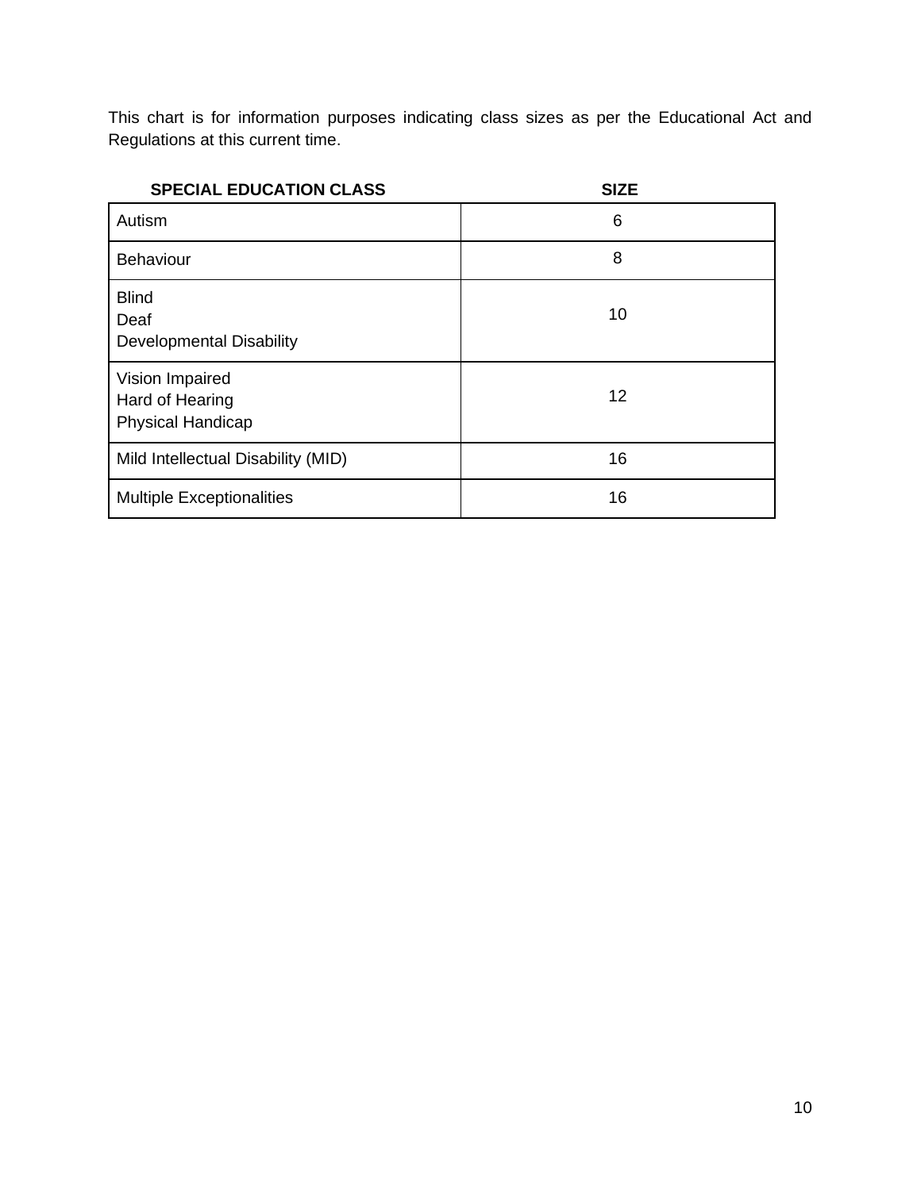This chart is for information purposes indicating class sizes as per the Educational Act and Regulations at this current time.

| SPECIAL EDUCATION CLASS | SIZE |
| --- | --- |
| Autism | 6 |
| Behaviour | 8 |
| Blind<br>Deaf<br>Developmental Disability | 10 |
| Vision Impaired<br>Hard of Hearing<br>Physical Handicap | 12 |
| Mild Intellectual Disability (MID) | 16 |
| Multiple Exceptionalities | 16 |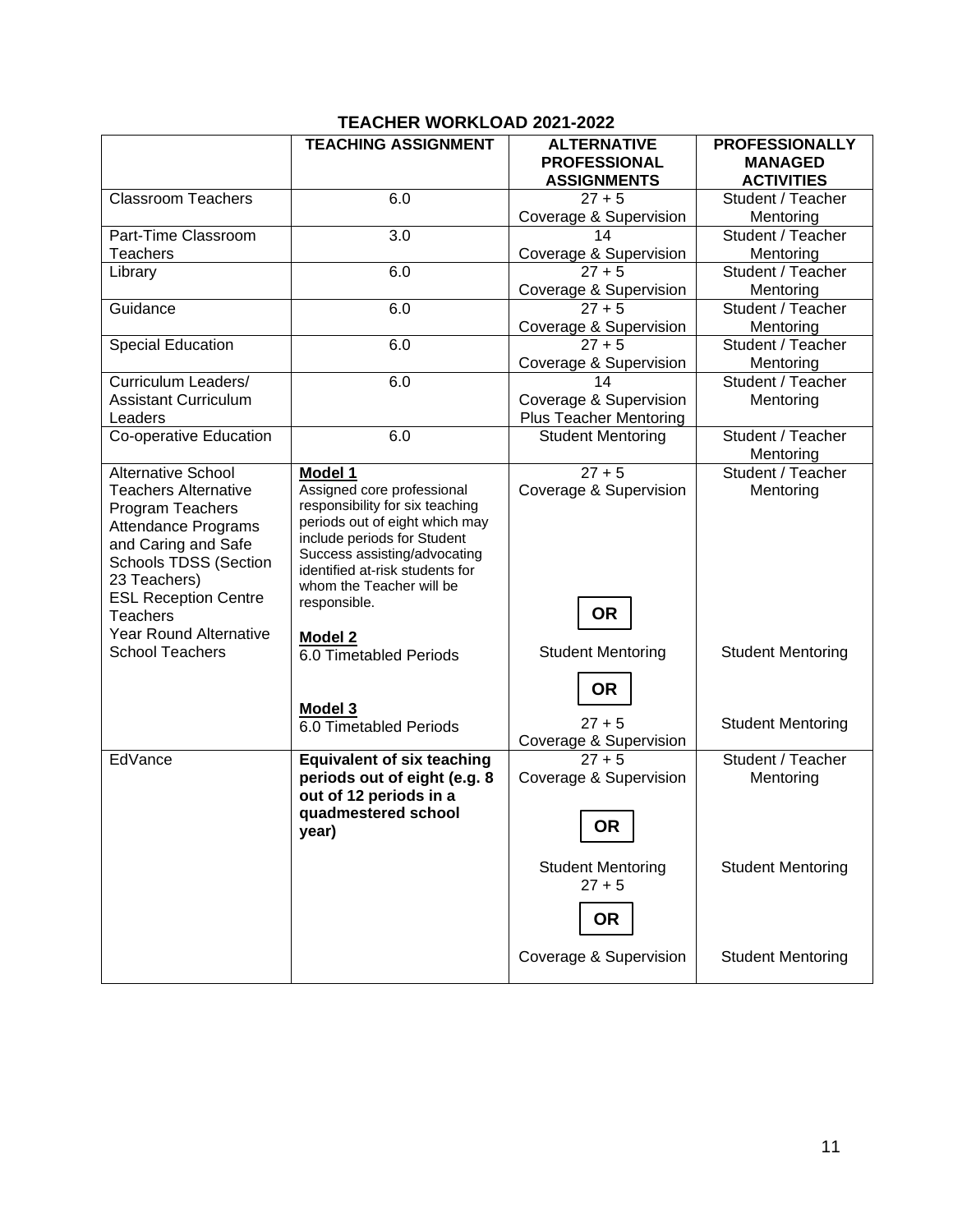## TEACHER WORKLOAD 2021-2022

| | TEACHING ASSIGNMENT | ALTERNATIVE PROFESSIONAL ASSIGNMENTS | PROFESSIONALLY MANAGED ACTIVITIES |
|---|---|---|---|
| Classroom Teachers | 6.0 | 27 + 5 Coverage & Supervision | Student / Teacher Mentoring |
| Part-Time Classroom Teachers | 3.0 | 14 Coverage & Supervision | Student / Teacher Mentoring |
| Library | 6.0 | 27 + 5 Coverage & Supervision | Student / Teacher Mentoring |
| Guidance | 6.0 | 27 + 5 Coverage & Supervision | Student / Teacher Mentoring |
| Special Education | 6.0 | 27 + 5 Coverage & Supervision | Student / Teacher Mentoring |
| Curriculum Leaders/ Assistant Curriculum Leaders | 6.0 | 14 Coverage & Supervision Plus Teacher Mentoring | Student / Teacher Mentoring |
| Co-operative Education | 6.0 | Student Mentoring | Student / Teacher Mentoring |
| Alternative School Teachers Alternative Program Teachers Attendance Programs and Caring and Safe Schools TDSS (Section 23 Teachers) ESL Reception Centre Teachers Year Round Alternative School Teachers | **Model 1** Assigned core professional responsibility for six teaching periods out of eight which may include periods for Student Success assisting/advocating identified at-risk students for whom the Teacher will be responsible. | 27 + 5 Coverage & Supervision | Student / Teacher Mentoring |
| | | **OR** | |
| | **Model 2** 6.0 Timetabled Periods | Student Mentoring | Student Mentoring |
| | | **OR** | |
| | **Model 3** 6.0 Timetabled Periods | 27 + 5 Coverage & Supervision | Student Mentoring |
| EdVance | **Equivalent of six teaching periods out of eight (e.g. 8 out of 12 periods in a quadmestered school year)** | 27 + 5 Coverage & Supervision | Student / Teacher Mentoring |
| | | **OR** | |
| | | Student Mentoring 27 + 5 | Student Mentoring |
| | | **OR** | |
| | | Coverage & Supervision | Student Mentoring |